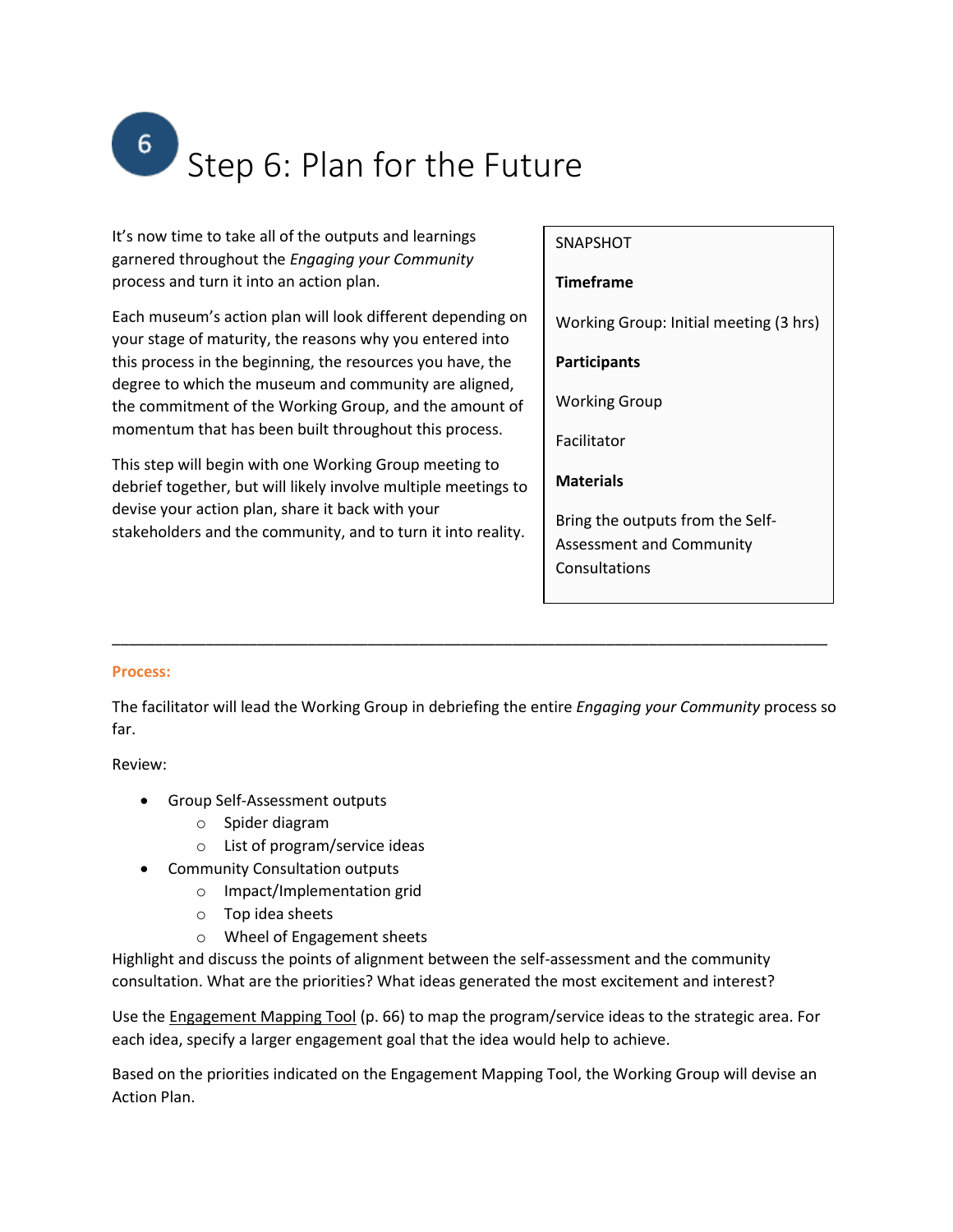# 6 Step 6: Plan for the Future

It's now time to take all of the outputs and learnings garnered throughout the *Engaging your Community* process and turn it into an action plan.

Each museum's action plan will look different depending on your stage of maturity, the reasons why you entered into this process in the beginning, the resources you have, the degree to which the museum and community are aligned, the commitment of the Working Group, and the amount of momentum that has been built throughout this process.

This step will begin with one Working Group meeting to debrief together, but will likely involve multiple meetings to devise your action plan, share it back with your stakeholders and the community, and to turn it into reality.

SNAPSHOT

**Timeframe**

Working Group: Initial meeting (3 hrs)

**Participants**

Working Group

Facilitator

**Materials**

Bring the outputs from the Self-Assessment and Community Consultations

---

**Process:**

The facilitator will lead the Working Group in debriefing the entire *Engaging your Community* process so far.

Review:

- Group Self-Assessment outputs
  - Spider diagram
  - List of program/service ideas
- Community Consultation outputs
  - Impact/Implementation grid
  - Top idea sheets
  - Wheel of Engagement sheets

Highlight and discuss the points of alignment between the self-assessment and the community consultation. What are the priorities? What ideas generated the most excitement and interest?

Use the Engagement Mapping Tool (p. 66) to map the program/service ideas to the strategic area. For each idea, specify a larger engagement goal that the idea would help to achieve.

Based on the priorities indicated on the Engagement Mapping Tool, the Working Group will devise an Action Plan.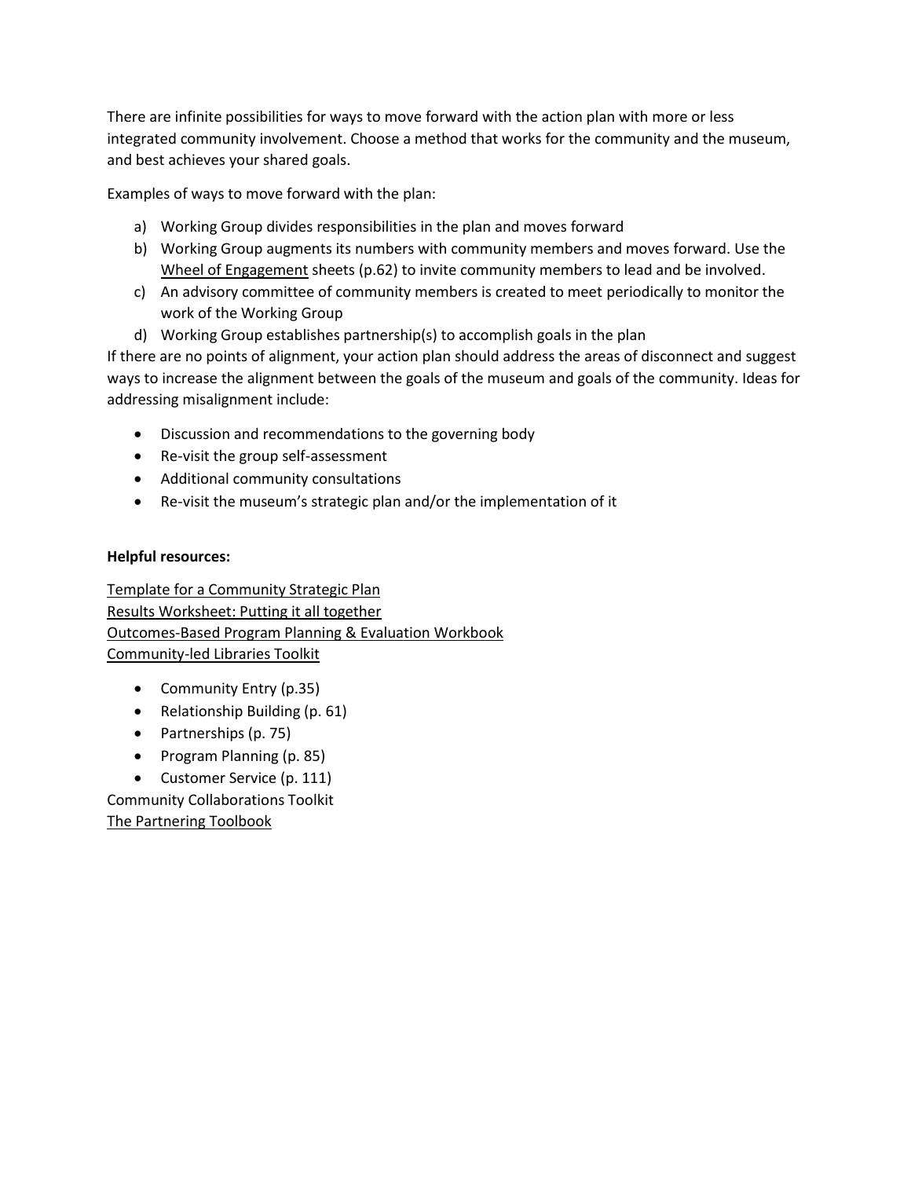There are infinite possibilities for ways to move forward with the action plan with more or less integrated community involvement. Choose a method that works for the community and the museum, and best achieves your shared goals.

Examples of ways to move forward with the plan:

a) Working Group divides responsibilities in the plan and moves forward
b) Working Group augments its numbers with community members and moves forward. Use the Wheel of Engagement sheets (p.62) to invite community members to lead and be involved.
c) An advisory committee of community members is created to meet periodically to monitor the work of the Working Group
d) Working Group establishes partnership(s) to accomplish goals in the plan

If there are no points of alignment, your action plan should address the areas of disconnect and suggest ways to increase the alignment between the goals of the museum and goals of the community. Ideas for addressing misalignment include:

- Discussion and recommendations to the governing body
- Re-visit the group self-assessment
- Additional community consultations
- Re-visit the museum's strategic plan and/or the implementation of it

**Helpful resources:**

Template for a Community Strategic Plan
Results Worksheet: Putting it all together
Outcomes-Based Program Planning & Evaluation Workbook
Community-led Libraries Toolkit

- Community Entry (p.35)
- Relationship Building (p. 61)
- Partnerships (p. 75)
- Program Planning (p. 85)
- Customer Service (p. 111)

Community Collaborations Toolkit
The Partnering Toolbook